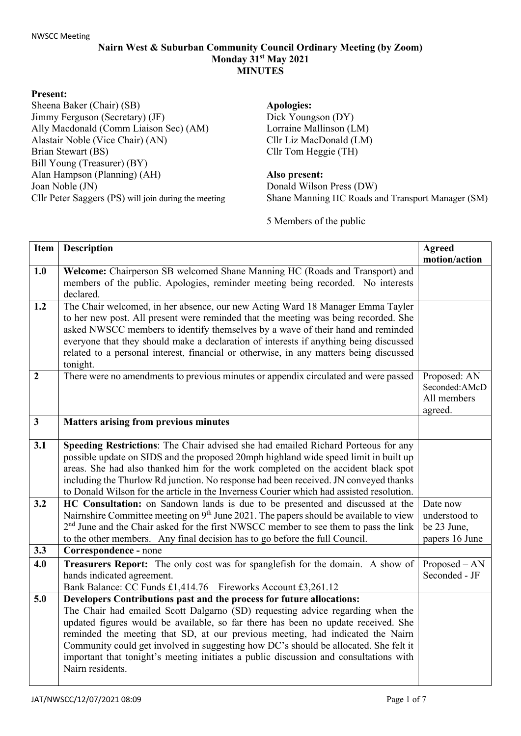**Nairn West & Suburban Community Council Ordinary Meeting (by Zoom)**
**Monday 31st May 2021**
**MINUTES**

**Present:**
Sheena Baker (Chair) (SB)
Jimmy Ferguson (Secretary) (JF)
Ally Macdonald (Comm Liaison Sec) (AM)
Alastair Noble (Vice Chair) (AN)
Brian Stewart (BS)
Bill Young (Treasurer) (BY)
Alan Hampson (Planning) (AH)
Joan Noble (JN)
Cllr Peter Saggers (PS) will join during the meeting

**Apologies:**
Dick Youngson (DY)
Lorraine Mallinson (LM)
Cllr Liz MacDonald (LM)
Cllr Tom Heggie (TH)

**Also present:**
Donald Wilson Press (DW)
Shane Manning HC Roads and Transport Manager (SM)

5 Members of the public

| Item | Description | Agreed motion/action |
|---|---|---|
| **1.0** | **Welcome:** Chairperson SB welcomed Shane Manning HC (Roads and Transport) and members of the public. Apologies, reminder meeting being recorded. No interests declared. | |
| **1.2** | The Chair welcomed, in her absence, our new Acting Ward 18 Manager Emma Tayler to her new post. All present were reminded that the meeting was being recorded. She asked NWSCC members to identify themselves by a wave of their hand and reminded everyone that they should make a declaration of interests if anything being discussed related to a personal interest, financial or otherwise, in any matters being discussed tonight. | |
| **2** | There were no amendments to previous minutes or appendix circulated and were passed | Proposed: AN Seconded:AMcD All members agreed. |
| **3** | **Matters arising from previous minutes** | |
| **3.1** | **Speeding Restrictions**: The Chair advised she had emailed Richard Porteous for any possible update on SIDS and the proposed 20mph highland wide speed limit in built up areas. She had also thanked him for the work completed on the accident black spot including the Thurlow Rd junction. No response had been received. JN conveyed thanks to Donald Wilson for the article in the Inverness Courier which had assisted resolution. | |
| **3.2** | **HC Consultation:** on Sandown lands is due to be presented and discussed at the Nairnshire Committee meeting on 9th June 2021. The papers should be available to view 2nd June and the Chair asked for the first NWSCC member to see them to pass the link to the other members. Any final decision has to go before the full Council. | Date now understood to be 23 June, papers 16 June |
| **3.3** | **Correspondence -** none | |
| **4.0** | **Treasurers Report:** The only cost was for spanglefish for the domain. A show of hands indicated agreement.<br>Bank Balance: CC Funds £1,414.76 Fireworks Account £3,261.12 | Proposed – AN Seconded - JF |
| **5.0** | **Developers Contributions past and the process for future allocations:**<br>The Chair had emailed Scott Dalgarno (SD) requesting advice regarding when the updated figures would be available, so far there has been no update received. She reminded the meeting that SD, at our previous meeting, had indicated the Nairn Community could get involved in suggesting how DC's should be allocated. She felt it important that tonight's meeting initiates a public discussion and consultations with Nairn residents. | |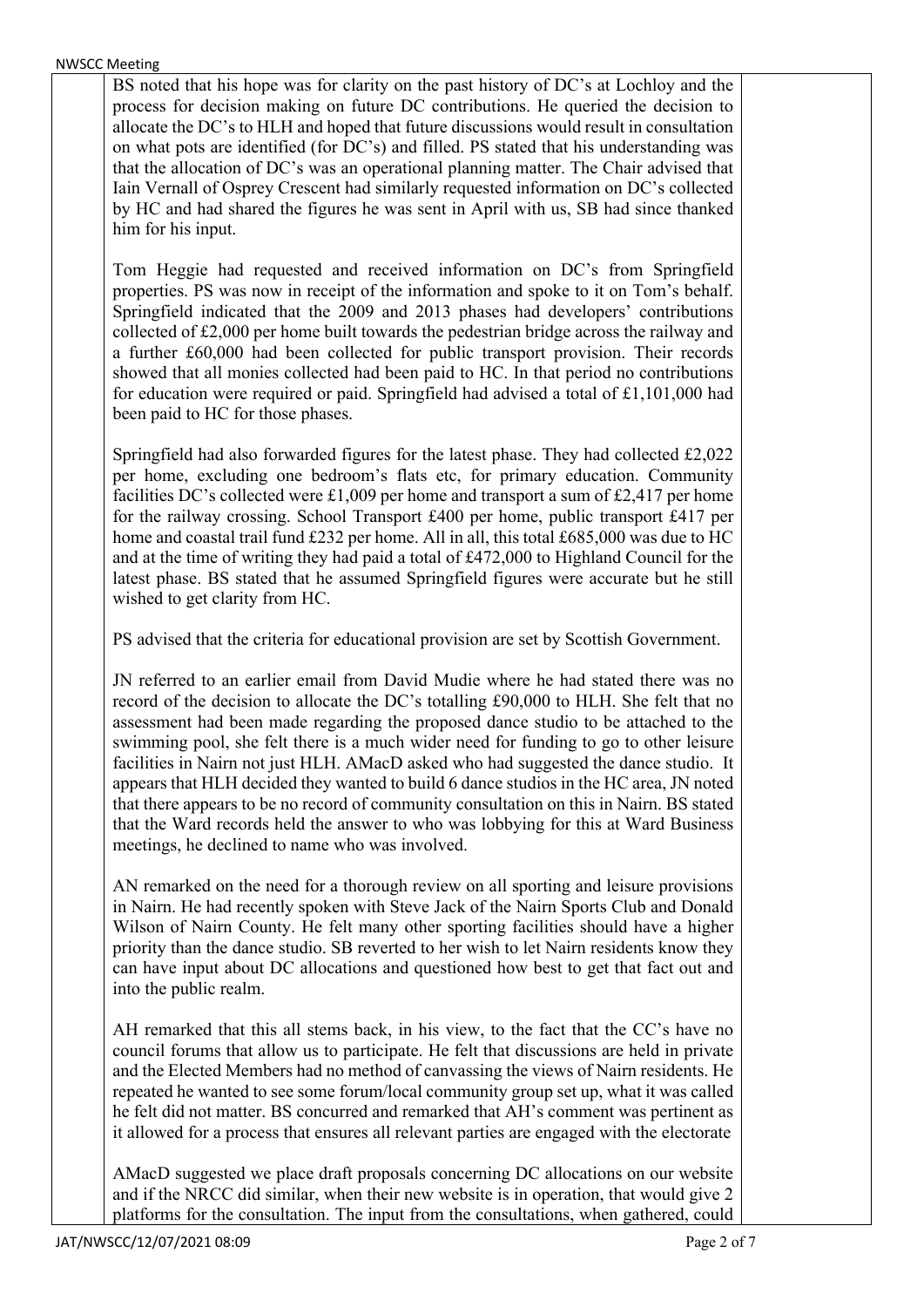BS noted that his hope was for clarity on the past history of DC's at Lochloy and the process for decision making on future DC contributions. He queried the decision to allocate the DC's to HLH and hoped that future discussions would result in consultation on what pots are identified (for DC's) and filled. PS stated that his understanding was that the allocation of DC's was an operational planning matter. The Chair advised that Iain Vernall of Osprey Crescent had similarly requested information on DC's collected by HC and had shared the figures he was sent in April with us, SB had since thanked him for his input.

Tom Heggie had requested and received information on DC's from Springfield properties. PS was now in receipt of the information and spoke to it on Tom's behalf. Springfield indicated that the 2009 and 2013 phases had developers' contributions collected of £2,000 per home built towards the pedestrian bridge across the railway and a further £60,000 had been collected for public transport provision. Their records showed that all monies collected had been paid to HC. In that period no contributions for education were required or paid. Springfield had advised a total of £1,101,000 had been paid to HC for those phases.

Springfield had also forwarded figures for the latest phase. They had collected £2,022 per home, excluding one bedroom's flats etc, for primary education. Community facilities DC's collected were £1,009 per home and transport a sum of £2,417 per home for the railway crossing. School Transport £400 per home, public transport £417 per home and coastal trail fund £232 per home. All in all, this total £685,000 was due to HC and at the time of writing they had paid a total of £472,000 to Highland Council for the latest phase. BS stated that he assumed Springfield figures were accurate but he still wished to get clarity from HC.

PS advised that the criteria for educational provision are set by Scottish Government.

JN referred to an earlier email from David Mudie where he had stated there was no record of the decision to allocate the DC's totalling £90,000 to HLH. She felt that no assessment had been made regarding the proposed dance studio to be attached to the swimming pool, she felt there is a much wider need for funding to go to other leisure facilities in Nairn not just HLH. AMacD asked who had suggested the dance studio. It appears that HLH decided they wanted to build 6 dance studios in the HC area, JN noted that there appears to be no record of community consultation on this in Nairn. BS stated that the Ward records held the answer to who was lobbying for this at Ward Business meetings, he declined to name who was involved.

AN remarked on the need for a thorough review on all sporting and leisure provisions in Nairn. He had recently spoken with Steve Jack of the Nairn Sports Club and Donald Wilson of Nairn County. He felt many other sporting facilities should have a higher priority than the dance studio. SB reverted to her wish to let Nairn residents know they can have input about DC allocations and questioned how best to get that fact out and into the public realm.

AH remarked that this all stems back, in his view, to the fact that the CC's have no council forums that allow us to participate. He felt that discussions are held in private and the Elected Members had no method of canvassing the views of Nairn residents. He repeated he wanted to see some forum/local community group set up, what it was called he felt did not matter. BS concurred and remarked that AH's comment was pertinent as it allowed for a process that ensures all relevant parties are engaged with the electorate

AMacD suggested we place draft proposals concerning DC allocations on our website and if the NRCC did similar, when their new website is in operation, that would give 2 platforms for the consultation. The input from the consultations, when gathered, could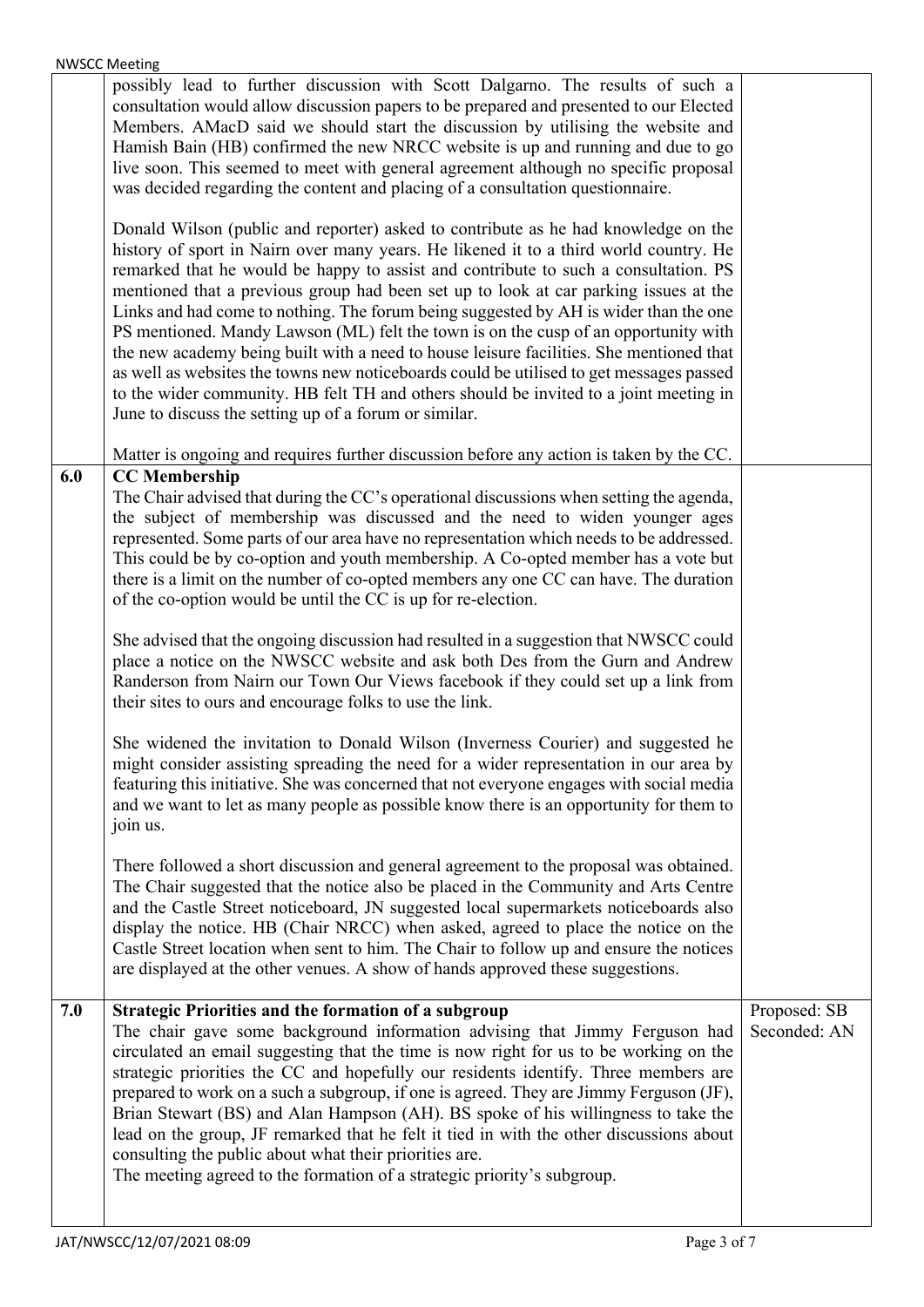| | | |
|---|---|---|
| | possibly lead to further discussion with Scott Dalgarno. The results of such a consultation would allow discussion papers to be prepared and presented to our Elected Members. AMacD said we should start the discussion by utilising the website and Hamish Bain (HB) confirmed the new NRCC website is up and running and due to go live soon. This seemed to meet with general agreement although no specific proposal was decided regarding the content and placing of a consultation questionnaire.<br><br>Donald Wilson (public and reporter) asked to contribute as he had knowledge on the history of sport in Nairn over many years. He likened it to a third world country. He remarked that he would be happy to assist and contribute to such a consultation. PS mentioned that a previous group had been set up to look at car parking issues at the Links and had come to nothing. The forum being suggested by AH is wider than the one PS mentioned. Mandy Lawson (ML) felt the town is on the cusp of an opportunity with the new academy being built with a need to house leisure facilities. She mentioned that as well as websites the towns new noticeboards could be utilised to get messages passed to the wider community. HB felt TH and others should be invited to a joint meeting in June to discuss the setting up of a forum or similar.<br><br>Matter is ongoing and requires further discussion before any action is taken by the CC. | |
| **6.0** | **CC Membership**<br>The Chair advised that during the CC's operational discussions when setting the agenda, the subject of membership was discussed and the need to widen younger ages represented. Some parts of our area have no representation which needs to be addressed. This could be by co-option and youth membership. A Co-opted member has a vote but there is a limit on the number of co-opted members any one CC can have. The duration of the co-option would be until the CC is up for re-election.<br><br>She advised that the ongoing discussion had resulted in a suggestion that NWSCC could place a notice on the NWSCC website and ask both Des from the Gurn and Andrew Randerson from Nairn our Town Our Views facebook if they could set up a link from their sites to ours and encourage folks to use the link.<br><br>She widened the invitation to Donald Wilson (Inverness Courier) and suggested he might consider assisting spreading the need for a wider representation in our area by featuring this initiative. She was concerned that not everyone engages with social media and we want to let as many people as possible know there is an opportunity for them to join us.<br><br>There followed a short discussion and general agreement to the proposal was obtained. The Chair suggested that the notice also be placed in the Community and Arts Centre and the Castle Street noticeboard, JN suggested local supermarkets noticeboards also display the notice. HB (Chair NRCC) when asked, agreed to place the notice on the Castle Street location when sent to him. The Chair to follow up and ensure the notices are displayed at the other venues. A show of hands approved these suggestions. | |
| **7.0** | **Strategic Priorities and the formation of a subgroup**<br>The chair gave some background information advising that Jimmy Ferguson had circulated an email suggesting that the time is now right for us to be working on the strategic priorities the CC and hopefully our residents identify. Three members are prepared to work on a such a subgroup, if one is agreed. They are Jimmy Ferguson (JF), Brian Stewart (BS) and Alan Hampson (AH). BS spoke of his willingness to take the lead on the group, JF remarked that he felt it tied in with the other discussions about consulting the public about what their priorities are.<br>The meeting agreed to the formation of a strategic priority's subgroup. | Proposed: SB<br>Seconded: AN |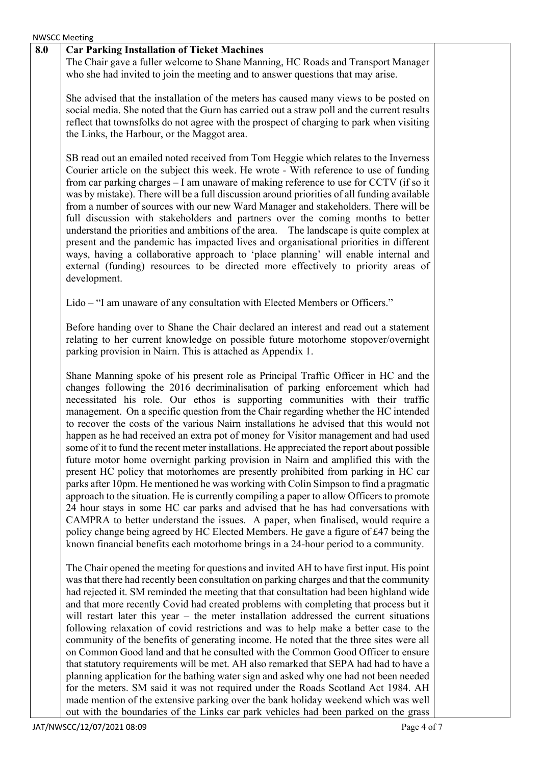## 8.0 Car Parking Installation of Ticket Machines

The Chair gave a fuller welcome to Shane Manning, HC Roads and Transport Manager who she had invited to join the meeting and to answer questions that may arise.

She advised that the installation of the meters has caused many views to be posted on social media. She noted that the Gurn has carried out a straw poll and the current results reflect that townsfolks do not agree with the prospect of charging to park when visiting the Links, the Harbour, or the Maggot area.

SB read out an emailed noted received from Tom Heggie which relates to the Inverness Courier article on the subject this week. He wrote - With reference to use of funding from car parking charges – I am unaware of making reference to use for CCTV (if so it was by mistake). There will be a full discussion around priorities of all funding available from a number of sources with our new Ward Manager and stakeholders. There will be full discussion with stakeholders and partners over the coming months to better understand the priorities and ambitions of the area. The landscape is quite complex at present and the pandemic has impacted lives and organisational priorities in different ways, having a collaborative approach to 'place planning' will enable internal and external (funding) resources to be directed more effectively to priority areas of development.

Lido – "I am unaware of any consultation with Elected Members or Officers."

Before handing over to Shane the Chair declared an interest and read out a statement relating to her current knowledge on possible future motorhome stopover/overnight parking provision in Nairn. This is attached as Appendix 1.

Shane Manning spoke of his present role as Principal Traffic Officer in HC and the changes following the 2016 decriminalisation of parking enforcement which had necessitated his role. Our ethos is supporting communities with their traffic management. On a specific question from the Chair regarding whether the HC intended to recover the costs of the various Nairn installations he advised that this would not happen as he had received an extra pot of money for Visitor management and had used some of it to fund the recent meter installations. He appreciated the report about possible future motor home overnight parking provision in Nairn and amplified this with the present HC policy that motorhomes are presently prohibited from parking in HC car parks after 10pm. He mentioned he was working with Colin Simpson to find a pragmatic approach to the situation. He is currently compiling a paper to allow Officers to promote 24 hour stays in some HC car parks and advised that he has had conversations with CAMPRA to better understand the issues. A paper, when finalised, would require a policy change being agreed by HC Elected Members. He gave a figure of £47 being the known financial benefits each motorhome brings in a 24-hour period to a community.

The Chair opened the meeting for questions and invited AH to have first input. His point was that there had recently been consultation on parking charges and that the community had rejected it. SM reminded the meeting that that consultation had been highland wide and that more recently Covid had created problems with completing that process but it will restart later this year – the meter installation addressed the current situations following relaxation of covid restrictions and was to help make a better case to the community of the benefits of generating income. He noted that the three sites were all on Common Good land and that he consulted with the Common Good Officer to ensure that statutory requirements will be met. AH also remarked that SEPA had had to have a planning application for the bathing water sign and asked why one had not been needed for the meters. SM said it was not required under the Roads Scotland Act 1984. AH made mention of the extensive parking over the bank holiday weekend which was well out with the boundaries of the Links car park vehicles had been parked on the grass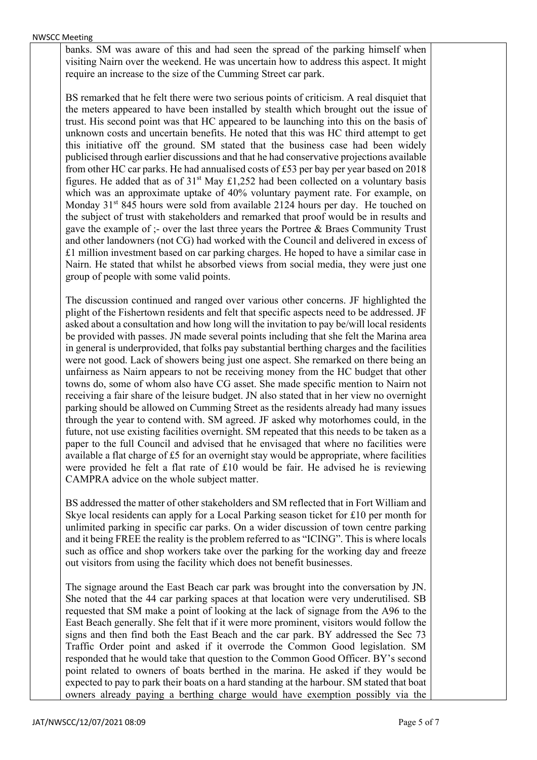banks. SM was aware of this and had seen the spread of the parking himself when visiting Nairn over the weekend. He was uncertain how to address this aspect. It might require an increase to the size of the Cumming Street car park.

BS remarked that he felt there were two serious points of criticism. A real disquiet that the meters appeared to have been installed by stealth which brought out the issue of trust. His second point was that HC appeared to be launching into this on the basis of unknown costs and uncertain benefits. He noted that this was HC third attempt to get this initiative off the ground. SM stated that the business case had been widely publicised through earlier discussions and that he had conservative projections available from other HC car parks. He had annualised costs of £53 per bay per year based on 2018 figures. He added that as of 31st May £1,252 had been collected on a voluntary basis which was an approximate uptake of 40% voluntary payment rate. For example, on Monday 31st 845 hours were sold from available 2124 hours per day. He touched on the subject of trust with stakeholders and remarked that proof would be in results and gave the example of ;- over the last three years the Portree & Braes Community Trust and other landowners (not CG) had worked with the Council and delivered in excess of £1 million investment based on car parking charges. He hoped to have a similar case in Nairn. He stated that whilst he absorbed views from social media, they were just one group of people with some valid points.

The discussion continued and ranged over various other concerns. JF highlighted the plight of the Fishertown residents and felt that specific aspects need to be addressed. JF asked about a consultation and how long will the invitation to pay be/will local residents be provided with passes. JN made several points including that she felt the Marina area in general is underprovided, that folks pay substantial berthing charges and the facilities were not good. Lack of showers being just one aspect. She remarked on there being an unfairness as Nairn appears to not be receiving money from the HC budget that other towns do, some of whom also have CG asset. She made specific mention to Nairn not receiving a fair share of the leisure budget. JN also stated that in her view no overnight parking should be allowed on Cumming Street as the residents already had many issues through the year to contend with. SM agreed. JF asked why motorhomes could, in the future, not use existing facilities overnight. SM repeated that this needs to be taken as a paper to the full Council and advised that he envisaged that where no facilities were available a flat charge of £5 for an overnight stay would be appropriate, where facilities were provided he felt a flat rate of £10 would be fair. He advised he is reviewing CAMPRA advice on the whole subject matter.

BS addressed the matter of other stakeholders and SM reflected that in Fort William and Skye local residents can apply for a Local Parking season ticket for £10 per month for unlimited parking in specific car parks. On a wider discussion of town centre parking and it being FREE the reality is the problem referred to as "ICING". This is where locals such as office and shop workers take over the parking for the working day and freeze out visitors from using the facility which does not benefit businesses.

The signage around the East Beach car park was brought into the conversation by JN. She noted that the 44 car parking spaces at that location were very underutilised. SB requested that SM make a point of looking at the lack of signage from the A96 to the East Beach generally. She felt that if it were more prominent, visitors would follow the signs and then find both the East Beach and the car park. BY addressed the Sec 73 Traffic Order point and asked if it overrode the Common Good legislation. SM responded that he would take that question to the Common Good Officer. BY's second point related to owners of boats berthed in the marina. He asked if they would be expected to pay to park their boats on a hard standing at the harbour. SM stated that boat owners already paying a berthing charge would have exemption possibly via the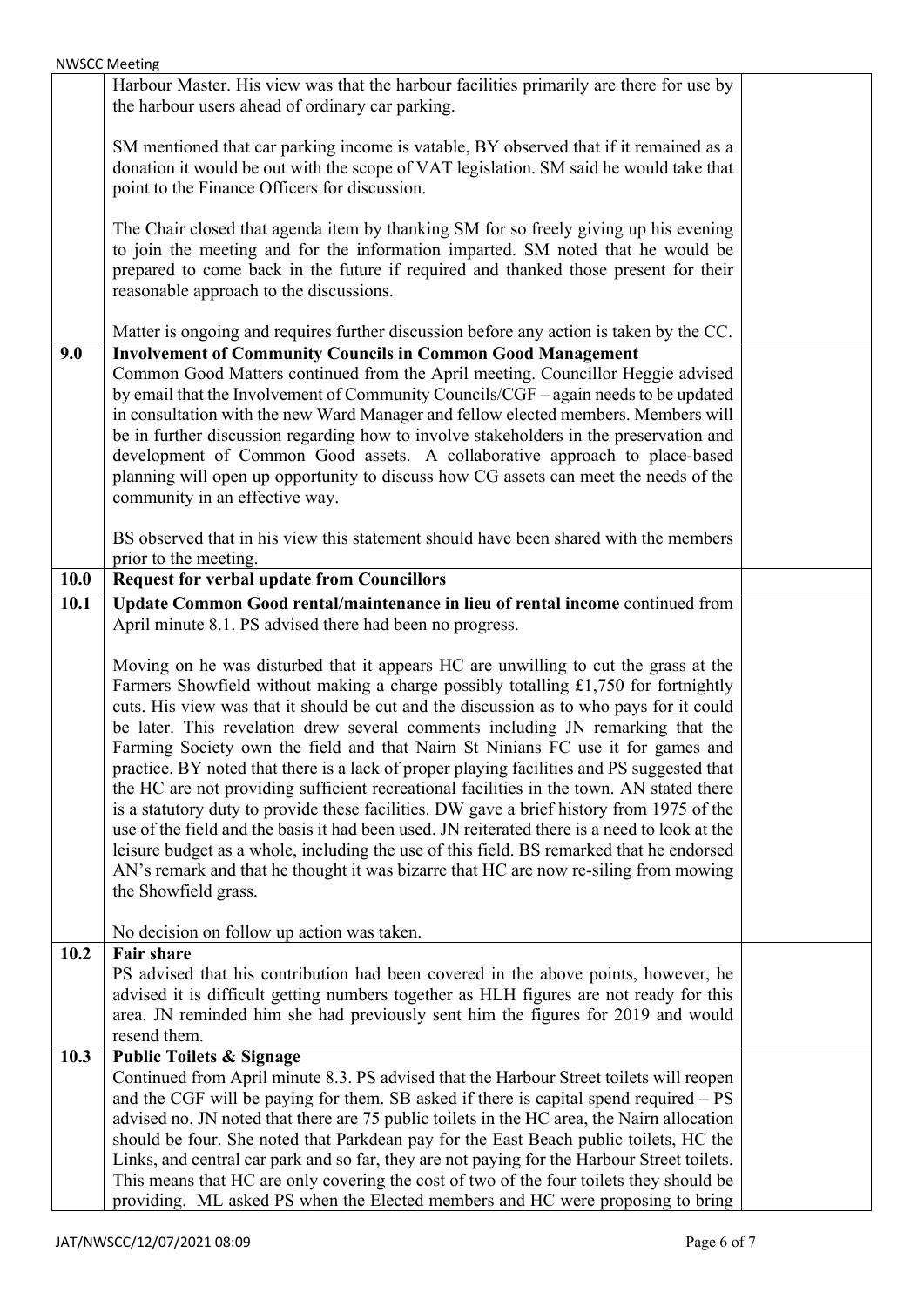| | | |
|---|---|---|
| | Harbour Master. His view was that the harbour facilities primarily are there for use by the harbour users ahead of ordinary car parking.<br><br>SM mentioned that car parking income is vatable, BY observed that if it remained as a donation it would be out with the scope of VAT legislation. SM said he would take that point to the Finance Officers for discussion.<br><br>The Chair closed that agenda item by thanking SM for so freely giving up his evening to join the meeting and for the information imparted. SM noted that he would be prepared to come back in the future if required and thanked those present for their reasonable approach to the discussions.<br><br>Matter is ongoing and requires further discussion before any action is taken by the CC. | |
| **9.0** | **Involvement of Community Councils in Common Good Management**<br>Common Good Matters continued from the April meeting. Councillor Heggie advised by email that the Involvement of Community Councils/CGF – again needs to be updated in consultation with the new Ward Manager and fellow elected members. Members will be in further discussion regarding how to involve stakeholders in the preservation and development of Common Good assets. A collaborative approach to place-based planning will open up opportunity to discuss how CG assets can meet the needs of the community in an effective way.<br><br>BS observed that in his view this statement should have been shared with the members prior to the meeting. | |
| **10.0** | **Request for verbal update from Councillors** | |
| **10.1** | **Update Common Good rental/maintenance in lieu of rental income** continued from April minute 8.1. PS advised there had been no progress.<br><br>Moving on he was disturbed that it appears HC are unwilling to cut the grass at the Farmers Showfield without making a charge possibly totalling £1,750 for fortnightly cuts. His view was that it should be cut and the discussion as to who pays for it could be later. This revelation drew several comments including JN remarking that the Farming Society own the field and that Nairn St Ninians FC use it for games and practice. BY noted that there is a lack of proper playing facilities and PS suggested that the HC are not providing sufficient recreational facilities in the town. AN stated there is a statutory duty to provide these facilities. DW gave a brief history from 1975 of the use of the field and the basis it had been used. JN reiterated there is a need to look at the leisure budget as a whole, including the use of this field. BS remarked that he endorsed AN's remark and that he thought it was bizarre that HC are now re-siling from mowing the Showfield grass.<br><br>No decision on follow up action was taken. | |
| **10.2** | **Fair share**<br>PS advised that his contribution had been covered in the above points, however, he advised it is difficult getting numbers together as HLH figures are not ready for this area. JN reminded him she had previously sent him the figures for 2019 and would resend them. | |
| **10.3** | **Public Toilets & Signage**<br>Continued from April minute 8.3. PS advised that the Harbour Street toilets will reopen and the CGF will be paying for them. SB asked if there is capital spend required – PS advised no. JN noted that there are 75 public toilets in the HC area, the Nairn allocation should be four. She noted that Parkdean pay for the East Beach public toilets, HC the Links, and central car park and so far, they are not paying for the Harbour Street toilets. This means that HC are only covering the cost of two of the four toilets they should be providing. ML asked PS when the Elected members and HC were proposing to bring | |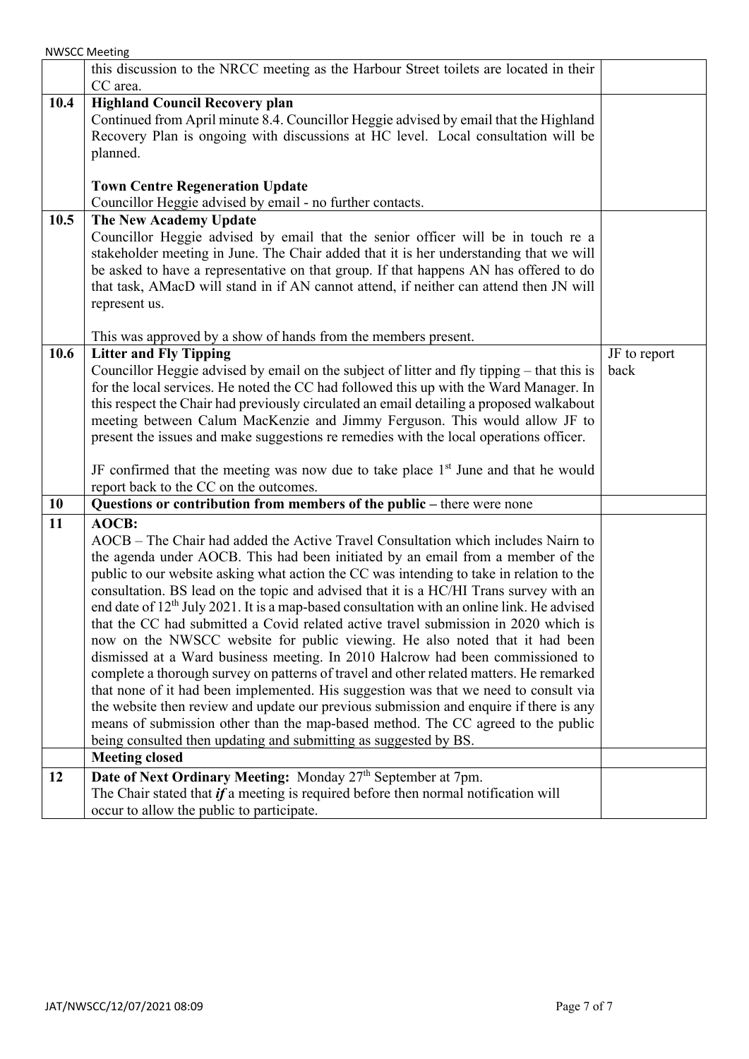| | | |
|---|---|---|
| | this discussion to the NRCC meeting as the Harbour Street toilets are located in their CC area. | |
| 10.4 | **Highland Council Recovery plan**<br>Continued from April minute 8.4. Councillor Heggie advised by email that the Highland Recovery Plan is ongoing with discussions at HC level. Local consultation will be planned.<br><br>**Town Centre Regeneration Update**<br>Councillor Heggie advised by email - no further contacts. | |
| 10.5 | **The New Academy Update**<br>Councillor Heggie advised by email that the senior officer will be in touch re a stakeholder meeting in June. The Chair added that it is her understanding that we will be asked to have a representative on that group. If that happens AN has offered to do that task, AMacD will stand in if AN cannot attend, if neither can attend then JN will represent us.<br><br>This was approved by a show of hands from the members present. | |
| 10.6 | **Litter and Fly Tipping**<br>Councillor Heggie advised by email on the subject of litter and fly tipping – that this is for the local services. He noted the CC had followed this up with the Ward Manager. In this respect the Chair had previously circulated an email detailing a proposed walkabout meeting between Calum MacKenzie and Jimmy Ferguson. This would allow JF to present the issues and make suggestions re remedies with the local operations officer.<br><br>JF confirmed that the meeting was now due to take place 1st June and that he would report back to the CC on the outcomes. | JF to report back |
| 10 | **Questions or contribution from members of the public** – there were none | |
| 11 | **AOCB:**<br>AOCB – The Chair had added the Active Travel Consultation which includes Nairn to the agenda under AOCB. This had been initiated by an email from a member of the public to our website asking what action the CC was intending to take in relation to the consultation. BS lead on the topic and advised that it is a HC/HI Trans survey with an end date of 12th July 2021. It is a map-based consultation with an online link. He advised that the CC had submitted a Covid related active travel submission in 2020 which is now on the NWSCC website for public viewing. He also noted that it had been dismissed at a Ward business meeting. In 2010 Halcrow had been commissioned to complete a thorough survey on patterns of travel and other related matters. He remarked that none of it had been implemented. His suggestion was that we need to consult via the website then review and update our previous submission and enquire if there is any means of submission other than the map-based method. The CC agreed to the public being consulted then updating and submitting as suggested by BS. | |
| | **Meeting closed** | |
| 12 | **Date of Next Ordinary Meeting:** Monday 27th September at 7pm.<br>The Chair stated that ***if*** a meeting is required before then normal notification will occur to allow the public to participate. | |

JAT/NWSCC/12/07/2021 08:09